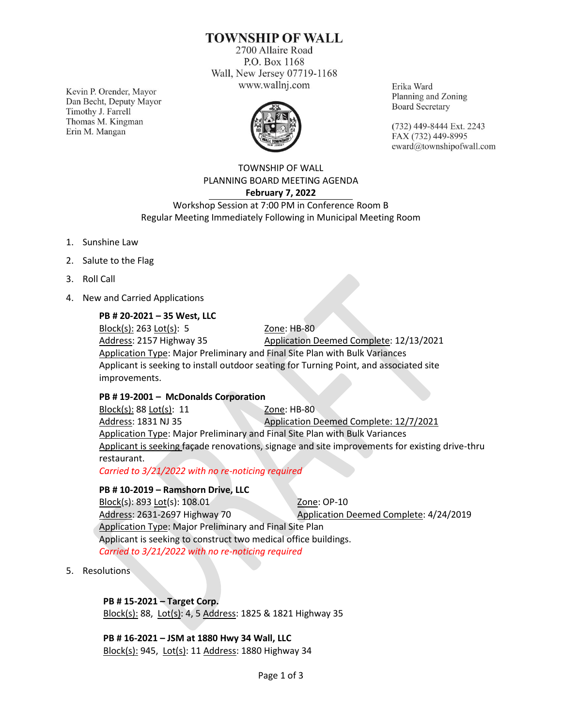# TOWNSHIP OF WALL

2700 Allaire Road
P.O. Box 1168
Wall, New Jersey 07719-1168
www.wallnj.com

Kevin P. Orender, Mayor
Dan Becht, Deputy Mayor
Timothy J. Farrell
Thomas M. Kingman
Erin M. Mangan

Erika Ward
Planning and Zoning
Board Secretary

(732) 449-8444 Ext. 2243
FAX (732) 449-8995
eward@townshipofwall.com

TOWNSHIP OF WALL
PLANNING BOARD MEETING AGENDA
**February 7, 2022**
Workshop Session at 7:00 PM in Conference Room B
Regular Meeting Immediately Following in Municipal Meeting Room

1. Sunshine Law
2. Salute to the Flag
3. Roll Call
4. New and Carried Applications

   **PB # 20-2021 – 35 West, LLC**
   Block(s): 263 Lot(s): 5 Zone: HB-80
   Address: 2157 Highway 35 Application Deemed Complete: 12/13/2021
   Application Type: Major Preliminary and Final Site Plan with Bulk Variances
   Applicant is seeking to install outdoor seating for Turning Point, and associated site improvements.

   **PB # 19-2001 – McDonalds Corporation**
   Block(s): 88 Lot(s): 11 Zone: HB-80
   Address: 1831 NJ 35 Application Deemed Complete: 12/7/2021
   Application Type: Major Preliminary and Final Site Plan with Bulk Variances
   Applicant is seeking façade renovations, signage and site improvements for existing drive-thru restaurant.
   *Carried to 3/21/2022 with no re-noticing required*

   **PB # 10-2019 – Ramshorn Drive, LLC**
   Block(s): 893 Lot(s): 108.01 Zone: OP-10
   Address: 2631-2697 Highway 70 Application Deemed Complete: 4/24/2019
   Application Type: Major Preliminary and Final Site Plan
   Applicant is seeking to construct two medical office buildings.
   *Carried to 3/21/2022 with no re-noticing required*

5. Resolutions

   **PB # 15-2021 – Target Corp.**
   Block(s): 88, Lot(s): 4, 5 Address: 1825 & 1821 Highway 35

   **PB # 16-2021 – JSM at 1880 Hwy 34 Wall, LLC**
   Block(s): 945, Lot(s): 11 Address: 1880 Highway 34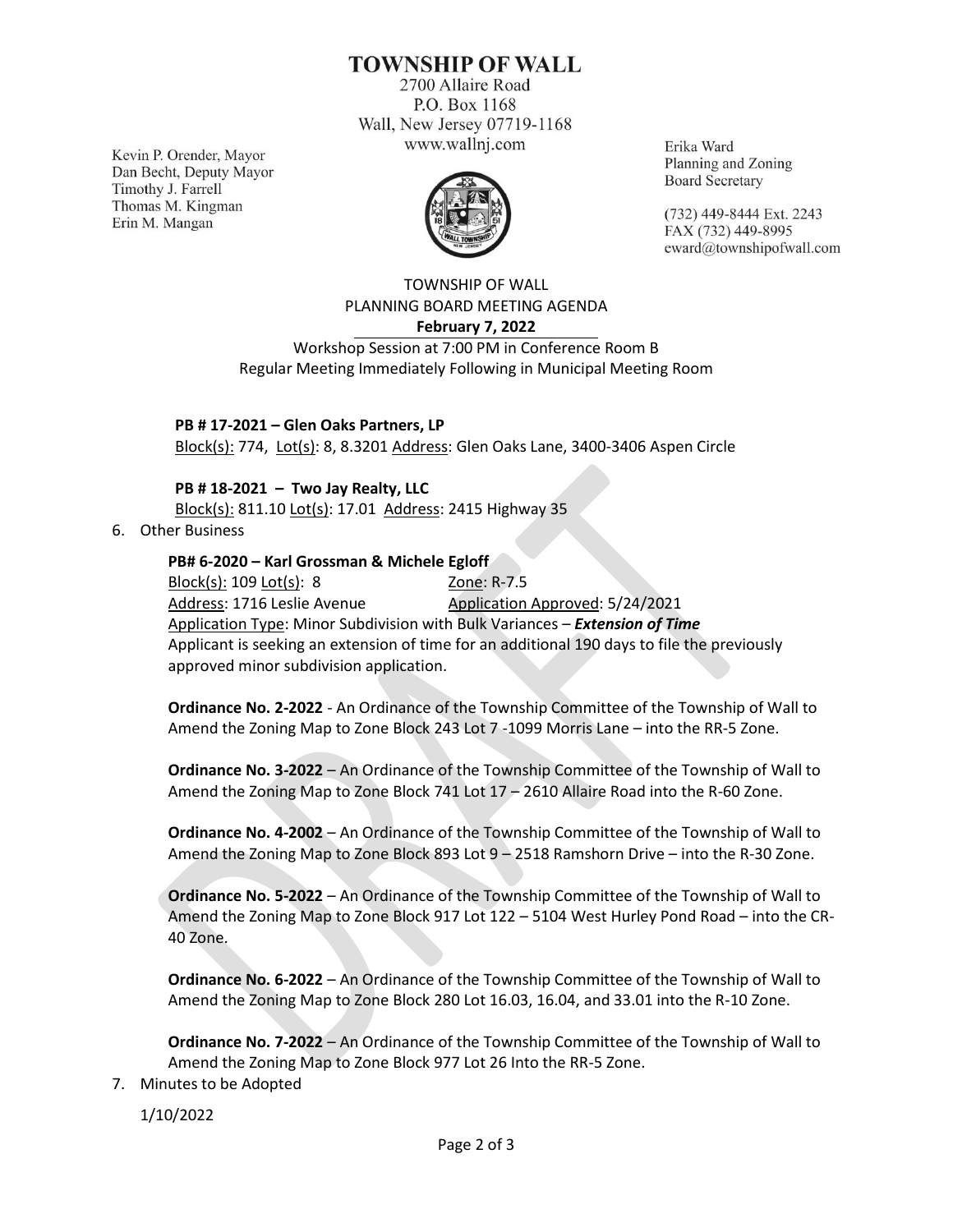# TOWNSHIP OF WALL

2700 Allaire Road
P.O. Box 1168
Wall, New Jersey 07719-1168
www.wallnj.com

Kevin P. Orender, Mayor
Dan Becht, Deputy Mayor
Timothy J. Farrell
Thomas M. Kingman
Erin M. Mangan

Erika Ward
Planning and Zoning
Board Secretary

(732) 449-8444 Ext. 2243
FAX (732) 449-8995
eward@townshipofwall.com

TOWNSHIP OF WALL
PLANNING BOARD MEETING AGENDA
**February 7, 2022**
Workshop Session at 7:00 PM in Conference Room B
Regular Meeting Immediately Following in Municipal Meeting Room

**PB # 17-2021 – Glen Oaks Partners, LP**
Block(s): 774, Lot(s): 8, 8.3201 Address: Glen Oaks Lane, 3400-3406 Aspen Circle

**PB # 18-2021 – Two Jay Realty, LLC**
Block(s): 811.10 Lot(s): 17.01 Address: 2415 Highway 35

6. Other Business

**PB# 6-2020 – Karl Grossman & Michele Egloff**
Block(s): 109 Lot(s): 8 Zone: R-7.5
Address: 1716 Leslie Avenue Application Approved: 5/24/2021
Application Type: Minor Subdivision with Bulk Variances – ***Extension of Time***
Applicant is seeking an extension of time for an additional 190 days to file the previously approved minor subdivision application.

**Ordinance No. 2-2022** - An Ordinance of the Township Committee of the Township of Wall to Amend the Zoning Map to Zone Block 243 Lot 7 -1099 Morris Lane – into the RR-5 Zone.

**Ordinance No. 3-2022** – An Ordinance of the Township Committee of the Township of Wall to Amend the Zoning Map to Zone Block 741 Lot 17 – 2610 Allaire Road into the R-60 Zone.

**Ordinance No. 4-2002** – An Ordinance of the Township Committee of the Township of Wall to Amend the Zoning Map to Zone Block 893 Lot 9 – 2518 Ramshorn Drive – into the R-30 Zone.

**Ordinance No. 5-2022** – An Ordinance of the Township Committee of the Township of Wall to Amend the Zoning Map to Zone Block 917 Lot 122 – 5104 West Hurley Pond Road – into the CR-40 Zone.

**Ordinance No. 6-2022** – An Ordinance of the Township Committee of the Township of Wall to Amend the Zoning Map to Zone Block 280 Lot 16.03, 16.04, and 33.01 into the R-10 Zone.

**Ordinance No. 7-2022** – An Ordinance of the Township Committee of the Township of Wall to Amend the Zoning Map to Zone Block 977 Lot 26 Into the RR-5 Zone.

7. Minutes to be Adopted

1/10/2022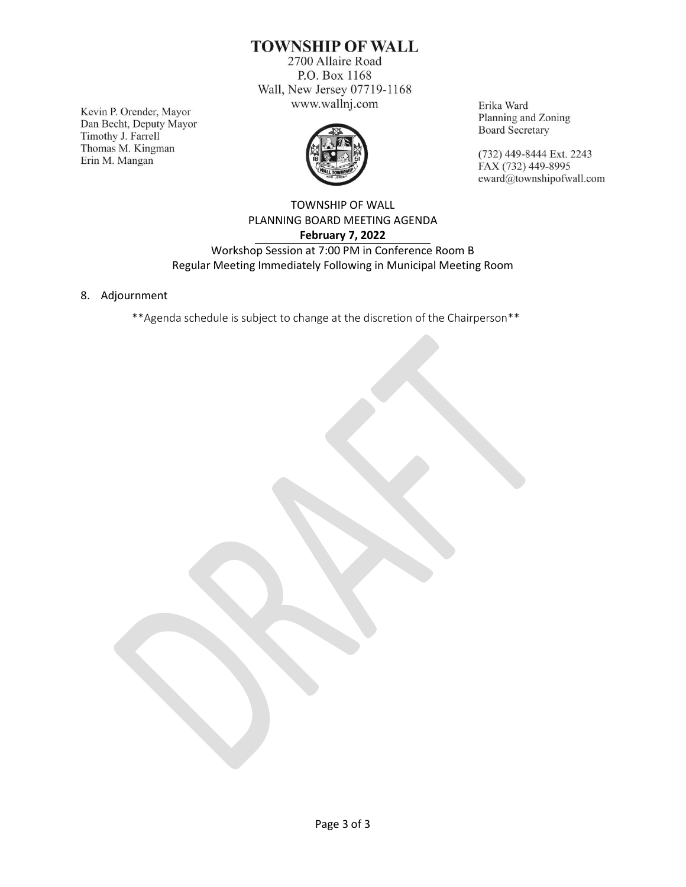# TOWNSHIP OF WALL

2700 Allaire Road
P.O. Box 1168
Wall, New Jersey 07719-1168
www.wallnj.com

Kevin P. Orender, Mayor
Dan Becht, Deputy Mayor
Timothy J. Farrell
Thomas M. Kingman
Erin M. Mangan

Erika Ward
Planning and Zoning
Board Secretary

(732) 449-8444 Ext. 2243
FAX (732) 449-8995
eward@townshipofwall.com

TOWNSHIP OF WALL
PLANNING BOARD MEETING AGENDA
**February 7, 2022**
Workshop Session at 7:00 PM in Conference Room B
Regular Meeting Immediately Following in Municipal Meeting Room

8. Adjournment

**Agenda schedule is subject to change at the discretion of the Chairperson**

DRAFT